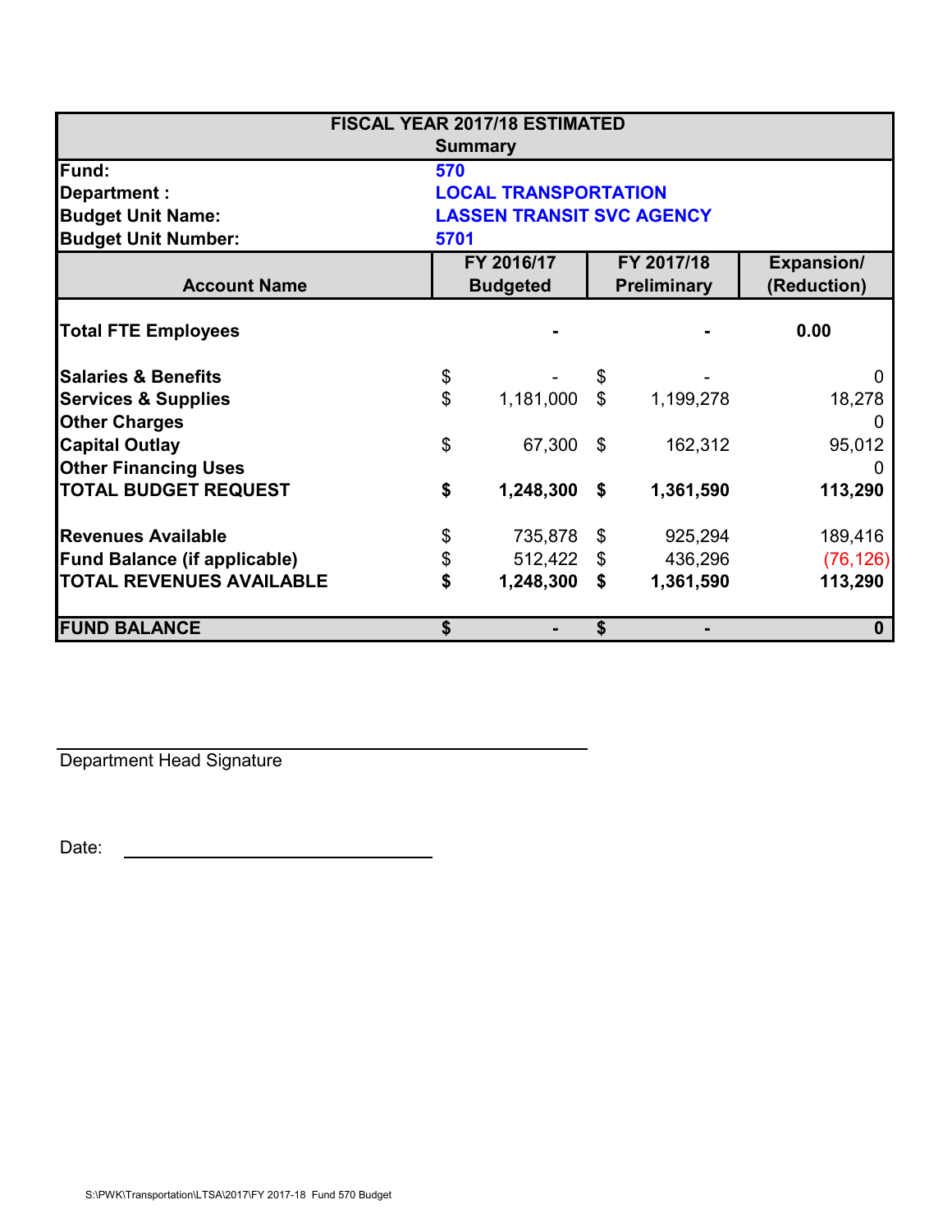| FISCAL YEAR 2017/18 ESTIMATED Summary | | | |
|---|---|---|---|
| **Fund:** | **570** | | |
| **Department :** | **LOCAL TRANSPORTATION** | | |
| **Budget Unit Name:** | **LASSEN TRANSIT SVC AGENCY** | | |
| **Budget Unit Number:** | **5701** | | |
| **Account Name** | **FY 2016/17 Budgeted** | **FY 2017/18 Preliminary** | **Expansion/ (Reduction)** |
| **Total FTE Employees** | - | - | **0.00** |
| **Salaries & Benefits** | $ - | $ - | 0 |
| **Services & Supplies** | $ 1,181,000 | $ 1,199,278 | 18,278 |
| **Other Charges** | | | 0 |
| **Capital Outlay** | $ 67,300 | $ 162,312 | 95,012 |
| **Other Financing Uses** | | | 0 |
| **TOTAL BUDGET REQUEST** | **$ 1,248,300** | **$ 1,361,590** | **113,290** |
| **Revenues Available** | $ 735,878 | $ 925,294 | 189,416 |
| **Fund Balance (if applicable)** | $ 512,422 | $ 436,296 | (76,126) |
| **TOTAL REVENUES AVAILABLE** | **$ 1,248,300** | **$ 1,361,590** | **113,290** |
| **FUND BALANCE** | **$ -** | **$ -** | **0** |

Department Head Signature

Date: ______________________

S:\PWK\Transportation\LTSA\2017\FY 2017-18 Fund 570 Budget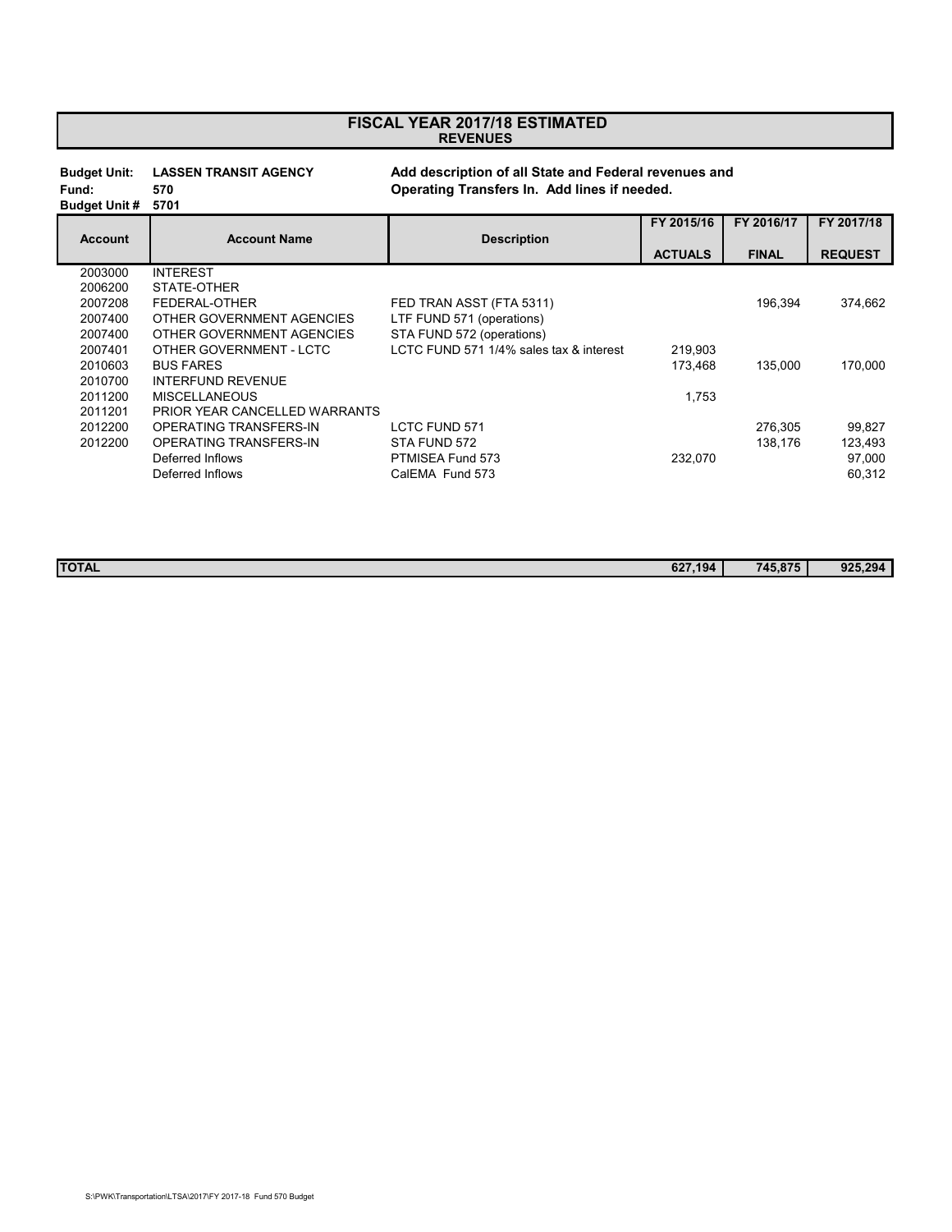# FISCAL YEAR 2017/18 ESTIMATED
## REVENUES

**Budget Unit:** **LASSEN TRANSIT AGENCY**
**Fund:** **570**
**Budget Unit #** **5701**

**Add description of all State and Federal revenues and Operating Transfers In. Add lines if needed.**

| Account | Account Name | Description | FY 2015/16 ACTUALS | FY 2016/17 FINAL | FY 2017/18 REQUEST |
|---|---|---|---|---|---|
| 2003000 | INTEREST | | | | |
| 2006200 | STATE-OTHER | | | | |
| 2007208 | FEDERAL-OTHER | FED TRAN ASST (FTA 5311) | | 196,394 | 374,662 |
| 2007400 | OTHER GOVERNMENT AGENCIES | LTF FUND 571 (operations) | | | |
| 2007400 | OTHER GOVERNMENT AGENCIES | STA FUND 572 (operations) | | | |
| 2007401 | OTHER GOVERNMENT - LCTC | LCTC FUND 571 1/4% sales tax & interest | 219,903 | | |
| 2010603 | BUS FARES | | 173,468 | 135,000 | 170,000 |
| 2010700 | INTERFUND REVENUE | | | | |
| 2011200 | MISCELLANEOUS | | 1,753 | | |
| 2011201 | PRIOR YEAR CANCELLED WARRANTS | | | | |
| 2012200 | OPERATING TRANSFERS-IN | LCTC FUND 571 | | 276,305 | 99,827 |
| 2012200 | OPERATING TRANSFERS-IN | STA FUND 572 | | 138,176 | 123,493 |
| | Deferred Inflows | PTMISEA Fund 573 | 232,070 | | 97,000 |
| | Deferred Inflows | CalEMA Fund 573 | | | 60,312 |
| **TOTAL** | | | **627,194** | **745,875** | **925,294** |

S:\PWK\Transportation\LTSA\2017\FY 2017-18 Fund 570 Budget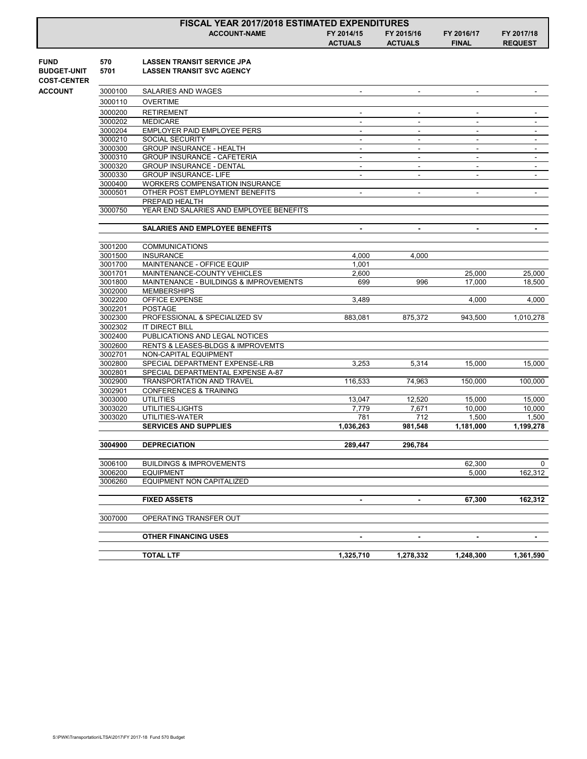# FISCAL YEAR 2017/2018 ESTIMATED EXPENDITURES

| | | ACCOUNT-NAME | FY 2014/15 ACTUALS | FY 2015/16 ACTUALS | FY 2016/17 FINAL | FY 2017/18 REQUEST |
|---|---|---|---|---|---|---|
| FUND | 570 | LASSEN TRANSIT SERVICE JPA | | | | |
| BUDGET-UNIT | 5701 | LASSEN TRANSIT SVC AGENCY | | | | |
| COST-CENTER | | | | | | |
| ACCOUNT | 3000100 | SALARIES AND WAGES | - | - | - | - |
| | 3000110 | OVERTIME | | | | |
| | 3000200 | RETIREMENT | - | - | - | - |
| | 3000202 | MEDICARE | - | - | - | - |
| | 3000204 | EMPLOYER PAID EMPLOYEE PERS | - | - | - | - |
| | 3000210 | SOCIAL SECURITY | - | - | - | - |
| | 3000300 | GROUP INSURANCE - HEALTH | - | - | - | - |
| | 3000310 | GROUP INSURANCE - CAFETERIA | - | - | - | - |
| | 3000320 | GROUP INSURANCE - DENTAL | - | - | - | - |
| | 3000330 | GROUP INSURANCE- LIFE | - | - | - | - |
| | 3000400 | WORKERS COMPENSATION INSURANCE | | | | |
| | 3000501 | OTHER POST EMPLOYMENT BENEFITS | - | - | - | - |
| | | PREPAID HEALTH | | | | |
| | 3000750 | YEAR END SALARIES AND EMPLOYEE BENEFITS | | | | |
| | | **SALARIES AND EMPLOYEE BENEFITS** | **-** | **-** | **-** | **-** |
| | 3001200 | COMMUNICATIONS | | | | |
| | 3001500 | INSURANCE | 4,000 | 4,000 | | |
| | 3001700 | MAINTENANCE - OFFICE EQUIP | 1,001 | | | |
| | 3001701 | MAINTENANCE-COUNTY VEHICLES | 2,600 | | 25,000 | 25,000 |
| | 3001800 | MAINTENANCE - BUILDINGS & IMPROVEMENTS | 699 | 996 | 17,000 | 18,500 |
| | 3002000 | MEMBERSHIPS | | | | |
| | 3002200 | OFFICE EXPENSE | 3,489 | | 4,000 | 4,000 |
| | 3002201 | POSTAGE | | | | |
| | 3002300 | PROFESSIONAL & SPECIALIZED SV | 883,081 | 875,372 | 943,500 | 1,010,278 |
| | 3002302 | IT DIRECT BILL | | | | |
| | 3002400 | PUBLICATIONS AND LEGAL NOTICES | | | | |
| | 3002600 | RENTS & LEASES-BLDGS & IMPROVEMTS | | | | |
| | 3002701 | NON-CAPITAL EQUIPMENT | | | | |
| | 3002800 | SPECIAL DEPARTMENT EXPENSE-LRB | 3,253 | 5,314 | 15,000 | 15,000 |
| | 3002801 | SPECIAL DEPARTMENTAL EXPENSE A-87 | | | | |
| | 3002900 | TRANSPORTATION AND TRAVEL | 116,533 | 74,963 | 150,000 | 100,000 |
| | 3002901 | CONFERENCES & TRAINING | | | | |
| | 3003000 | UTILITIES | 13,047 | 12,520 | 15,000 | 15,000 |
| | 3003020 | UTILITIES-LIGHTS | 7,779 | 7,671 | 10,000 | 10,000 |
| | 3003020 | UTILITIES-WATER | 781 | 712 | 1,500 | 1,500 |
| | | **SERVICES AND SUPPLIES** | **1,036,263** | **981,548** | **1,181,000** | **1,199,278** |
| | **3004900** | **DEPRECIATION** | **289,447** | **296,784** | | |
| | 3006100 | BUILDINGS & IMPROVEMENTS | | | 62,300 | 0 |
| | 3006200 | EQUIPMENT | | | 5,000 | 162,312 |
| | 3006260 | EQUIPMENT NON CAPITALIZED | | | | |
| | | **FIXED ASSETS** | **-** | **-** | **67,300** | **162,312** |
| | 3007000 | OPERATING TRANSFER OUT | | | | |
| | | **OTHER FINANCING USES** | **-** | **-** | **-** | **-** |
| | | **TOTAL LTF** | **1,325,710** | **1,278,332** | **1,248,300** | **1,361,590** |

S:\PWK\Transportation\LTSA\2017\FY 2017-18 Fund 570 Budget